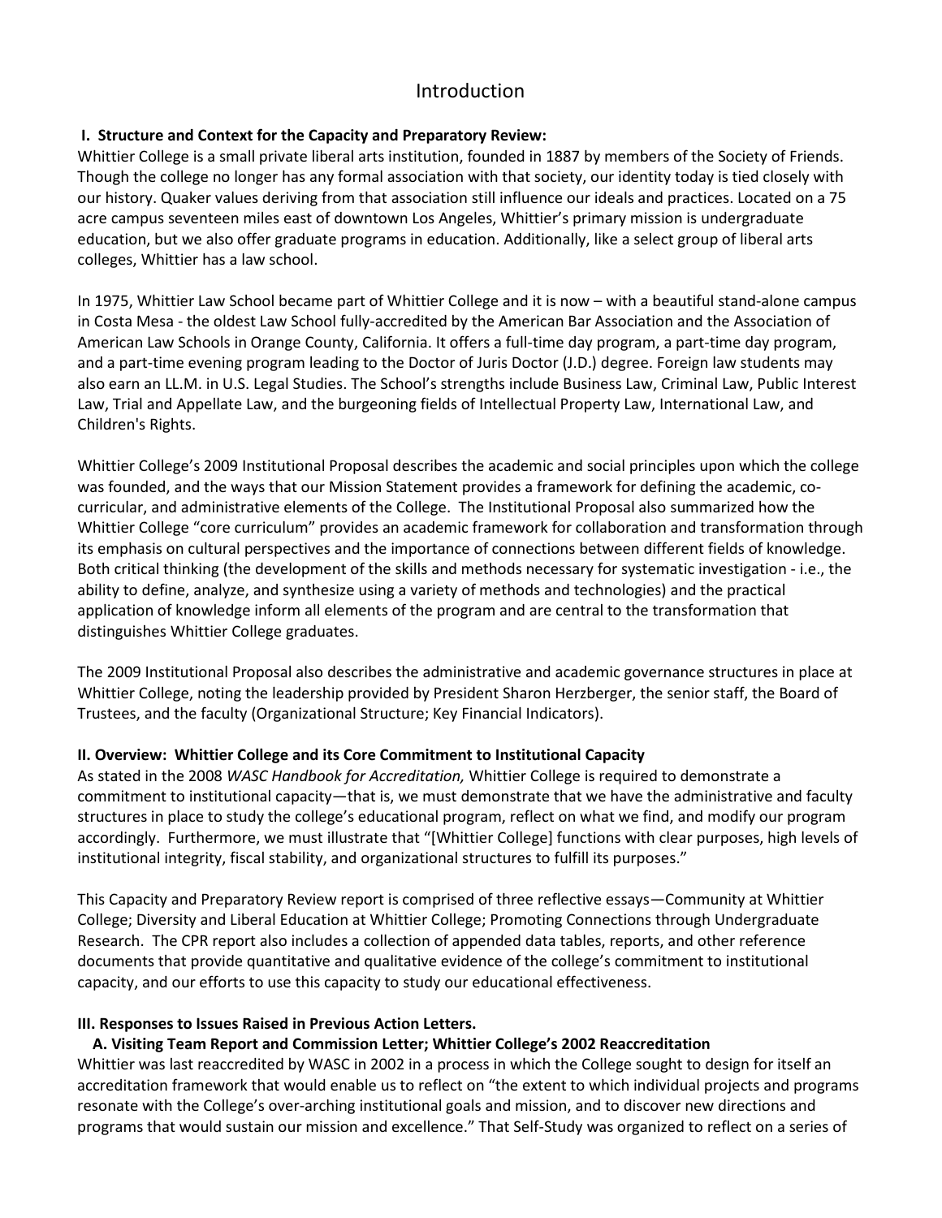# Introduction

## I. Structure and Context for the Capacity and Preparatory Review:

Whittier College is a small private liberal arts institution, founded in 1887 by members of the Society of Friends. Though the college no longer has any formal association with that society, our identity today is tied closely with our history. Quaker values deriving from that association still influence our ideals and practices. Located on a 75 acre campus seventeen miles east of downtown Los Angeles, Whittier's primary mission is undergraduate education, but we also offer graduate programs in education. Additionally, like a select group of liberal arts colleges, Whittier has a law school.

In 1975, Whittier Law School became part of Whittier College and it is now – with a beautiful stand-alone campus in Costa Mesa - the oldest Law School fully-accredited by the American Bar Association and the Association of American Law Schools in Orange County, California. It offers a full-time day program, a part-time day program, and a part-time evening program leading to the Doctor of Juris Doctor (J.D.) degree. Foreign law students may also earn an LL.M. in U.S. Legal Studies. The School's strengths include Business Law, Criminal Law, Public Interest Law, Trial and Appellate Law, and the burgeoning fields of Intellectual Property Law, International Law, and Children's Rights.

Whittier College's 2009 Institutional Proposal describes the academic and social principles upon which the college was founded, and the ways that our Mission Statement provides a framework for defining the academic, co-curricular, and administrative elements of the College. The Institutional Proposal also summarized how the Whittier College "core curriculum" provides an academic framework for collaboration and transformation through its emphasis on cultural perspectives and the importance of connections between different fields of knowledge. Both critical thinking (the development of the skills and methods necessary for systematic investigation - i.e., the ability to define, analyze, and synthesize using a variety of methods and technologies) and the practical application of knowledge inform all elements of the program and are central to the transformation that distinguishes Whittier College graduates.

The 2009 Institutional Proposal also describes the administrative and academic governance structures in place at Whittier College, noting the leadership provided by President Sharon Herzberger, the senior staff, the Board of Trustees, and the faculty (Organizational Structure; Key Financial Indicators).

## II. Overview: Whittier College and its Core Commitment to Institutional Capacity

As stated in the 2008 *WASC Handbook for Accreditation,* Whittier College is required to demonstrate a commitment to institutional capacity—that is, we must demonstrate that we have the administrative and faculty structures in place to study the college's educational program, reflect on what we find, and modify our program accordingly. Furthermore, we must illustrate that "[Whittier College] functions with clear purposes, high levels of institutional integrity, fiscal stability, and organizational structures to fulfill its purposes."

This Capacity and Preparatory Review report is comprised of three reflective essays—Community at Whittier College; Diversity and Liberal Education at Whittier College; Promoting Connections through Undergraduate Research. The CPR report also includes a collection of appended data tables, reports, and other reference documents that provide quantitative and qualitative evidence of the college's commitment to institutional capacity, and our efforts to use this capacity to study our educational effectiveness.

## III. Responses to Issues Raised in Previous Action Letters.

### A. Visiting Team Report and Commission Letter; Whittier College's 2002 Reaccreditation

Whittier was last reaccredited by WASC in 2002 in a process in which the College sought to design for itself an accreditation framework that would enable us to reflect on "the extent to which individual projects and programs resonate with the College's over-arching institutional goals and mission, and to discover new directions and programs that would sustain our mission and excellence." That Self-Study was organized to reflect on a series of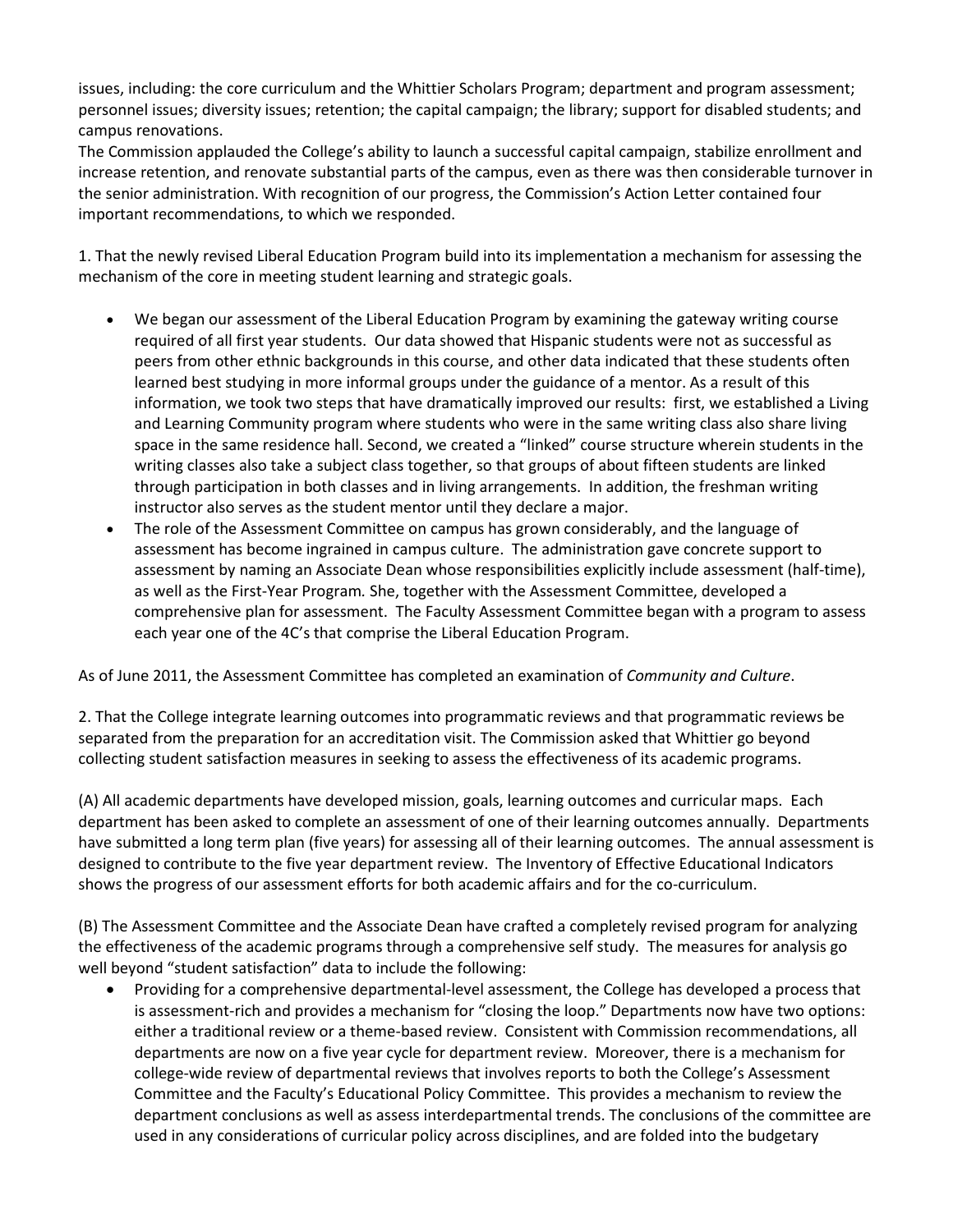issues, including: the core curriculum and the Whittier Scholars Program; department and program assessment; personnel issues; diversity issues; retention; the capital campaign; the library; support for disabled students; and campus renovations.

The Commission applauded the College's ability to launch a successful capital campaign, stabilize enrollment and increase retention, and renovate substantial parts of the campus, even as there was then considerable turnover in the senior administration. With recognition of our progress, the Commission's Action Letter contained four important recommendations, to which we responded.

1. That the newly revised Liberal Education Program build into its implementation a mechanism for assessing the mechanism of the core in meeting student learning and strategic goals.

- We began our assessment of the Liberal Education Program by examining the gateway writing course required of all first year students. Our data showed that Hispanic students were not as successful as peers from other ethnic backgrounds in this course, and other data indicated that these students often learned best studying in more informal groups under the guidance of a mentor. As a result of this information, we took two steps that have dramatically improved our results: first, we established a Living and Learning Community program where students who were in the same writing class also share living space in the same residence hall. Second, we created a "linked" course structure wherein students in the writing classes also take a subject class together, so that groups of about fifteen students are linked through participation in both classes and in living arrangements. In addition, the freshman writing instructor also serves as the student mentor until they declare a major.
- The role of the Assessment Committee on campus has grown considerably, and the language of assessment has become ingrained in campus culture. The administration gave concrete support to assessment by naming an Associate Dean whose responsibilities explicitly include assessment (half-time), as well as the First-Year Program. She, together with the Assessment Committee, developed a comprehensive plan for assessment. The Faculty Assessment Committee began with a program to assess each year one of the 4C's that comprise the Liberal Education Program.

As of June 2011, the Assessment Committee has completed an examination of *Community and Culture*.

2. That the College integrate learning outcomes into programmatic reviews and that programmatic reviews be separated from the preparation for an accreditation visit. The Commission asked that Whittier go beyond collecting student satisfaction measures in seeking to assess the effectiveness of its academic programs.

(A) All academic departments have developed mission, goals, learning outcomes and curricular maps. Each department has been asked to complete an assessment of one of their learning outcomes annually. Departments have submitted a long term plan (five years) for assessing all of their learning outcomes. The annual assessment is designed to contribute to the five year department review. The Inventory of Effective Educational Indicators shows the progress of our assessment efforts for both academic affairs and for the co-curriculum.

(B) The Assessment Committee and the Associate Dean have crafted a completely revised program for analyzing the effectiveness of the academic programs through a comprehensive self study. The measures for analysis go well beyond "student satisfaction" data to include the following:

- Providing for a comprehensive departmental-level assessment, the College has developed a process that is assessment-rich and provides a mechanism for "closing the loop." Departments now have two options: either a traditional review or a theme-based review. Consistent with Commission recommendations, all departments are now on a five year cycle for department review. Moreover, there is a mechanism for college-wide review of departmental reviews that involves reports to both the College's Assessment Committee and the Faculty's Educational Policy Committee. This provides a mechanism to review the department conclusions as well as assess interdepartmental trends. The conclusions of the committee are used in any considerations of curricular policy across disciplines, and are folded into the budgetary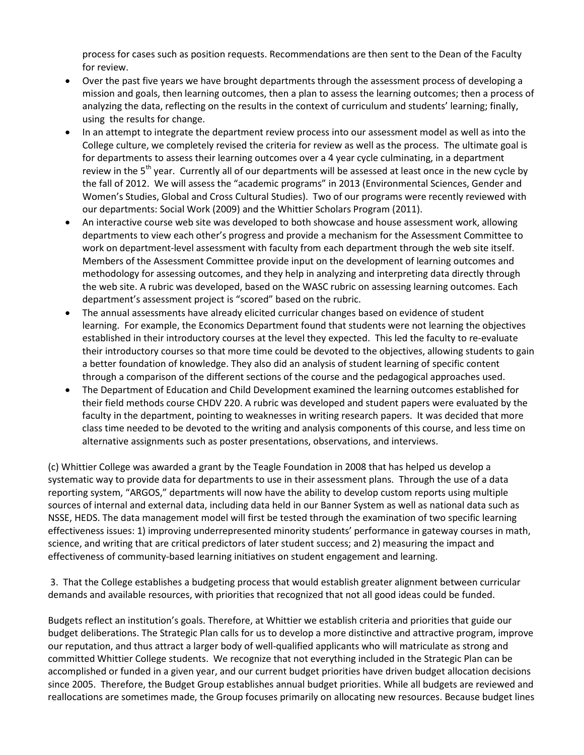process for cases such as position requests. Recommendations are then sent to the Dean of the Faculty for review.

- Over the past five years we have brought departments through the assessment process of developing a mission and goals, then learning outcomes, then a plan to assess the learning outcomes; then a process of analyzing the data, reflecting on the results in the context of curriculum and students' learning; finally, using the results for change.
- In an attempt to integrate the department review process into our assessment model as well as into the College culture, we completely revised the criteria for review as well as the process. The ultimate goal is for departments to assess their learning outcomes over a 4 year cycle culminating, in a department review in the 5th year. Currently all of our departments will be assessed at least once in the new cycle by the fall of 2012. We will assess the "academic programs" in 2013 (Environmental Sciences, Gender and Women's Studies, Global and Cross Cultural Studies). Two of our programs were recently reviewed with our departments: Social Work (2009) and the Whittier Scholars Program (2011).
- An interactive course web site was developed to both showcase and house assessment work, allowing departments to view each other's progress and provide a mechanism for the Assessment Committee to work on department-level assessment with faculty from each department through the web site itself. Members of the Assessment Committee provide input on the development of learning outcomes and methodology for assessing outcomes, and they help in analyzing and interpreting data directly through the web site. A rubric was developed, based on the WASC rubric on assessing learning outcomes. Each department's assessment project is "scored" based on the rubric.
- The annual assessments have already elicited curricular changes based on evidence of student learning. For example, the Economics Department found that students were not learning the objectives established in their introductory courses at the level they expected. This led the faculty to re-evaluate their introductory courses so that more time could be devoted to the objectives, allowing students to gain a better foundation of knowledge. They also did an analysis of student learning of specific content through a comparison of the different sections of the course and the pedagogical approaches used.
- The Department of Education and Child Development examined the learning outcomes established for their field methods course CHDV 220. A rubric was developed and student papers were evaluated by the faculty in the department, pointing to weaknesses in writing research papers. It was decided that more class time needed to be devoted to the writing and analysis components of this course, and less time on alternative assignments such as poster presentations, observations, and interviews.

(c) Whittier College was awarded a grant by the Teagle Foundation in 2008 that has helped us develop a systematic way to provide data for departments to use in their assessment plans. Through the use of a data reporting system, "ARGOS," departments will now have the ability to develop custom reports using multiple sources of internal and external data, including data held in our Banner System as well as national data such as NSSE, HEDS. The data management model will first be tested through the examination of two specific learning effectiveness issues: 1) improving underrepresented minority students' performance in gateway courses in math, science, and writing that are critical predictors of later student success; and 2) measuring the impact and effectiveness of community-based learning initiatives on student engagement and learning.

3. That the College establishes a budgeting process that would establish greater alignment between curricular demands and available resources, with priorities that recognized that not all good ideas could be funded.

Budgets reflect an institution's goals. Therefore, at Whittier we establish criteria and priorities that guide our budget deliberations. The Strategic Plan calls for us to develop a more distinctive and attractive program, improve our reputation, and thus attract a larger body of well-qualified applicants who will matriculate as strong and committed Whittier College students. We recognize that not everything included in the Strategic Plan can be accomplished or funded in a given year, and our current budget priorities have driven budget allocation decisions since 2005. Therefore, the Budget Group establishes annual budget priorities. While all budgets are reviewed and reallocations are sometimes made, the Group focuses primarily on allocating new resources. Because budget lines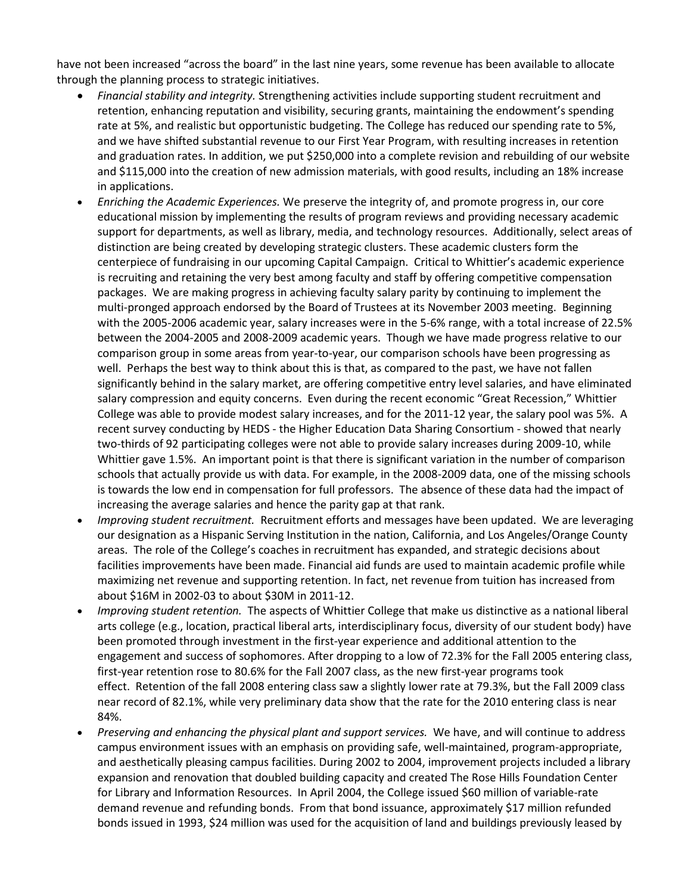have not been increased "across the board" in the last nine years, some revenue has been available to allocate through the planning process to strategic initiatives.

- *Financial stability and integrity.* Strengthening activities include supporting student recruitment and retention, enhancing reputation and visibility, securing grants, maintaining the endowment's spending rate at 5%, and realistic but opportunistic budgeting. The College has reduced our spending rate to 5%, and we have shifted substantial revenue to our First Year Program, with resulting increases in retention and graduation rates. In addition, we put $250,000 into a complete revision and rebuilding of our website and $115,000 into the creation of new admission materials, with good results, including an 18% increase in applications.
- *Enriching the Academic Experiences.* We preserve the integrity of, and promote progress in, our core educational mission by implementing the results of program reviews and providing necessary academic support for departments, as well as library, media, and technology resources. Additionally, select areas of distinction are being created by developing strategic clusters. These academic clusters form the centerpiece of fundraising in our upcoming Capital Campaign. Critical to Whittier's academic experience is recruiting and retaining the very best among faculty and staff by offering competitive compensation packages. We are making progress in achieving faculty salary parity by continuing to implement the multi-pronged approach endorsed by the Board of Trustees at its November 2003 meeting. Beginning with the 2005-2006 academic year, salary increases were in the 5-6% range, with a total increase of 22.5% between the 2004-2005 and 2008-2009 academic years. Though we have made progress relative to our comparison group in some areas from year-to-year, our comparison schools have been progressing as well. Perhaps the best way to think about this is that, as compared to the past, we have not fallen significantly behind in the salary market, are offering competitive entry level salaries, and have eliminated salary compression and equity concerns. Even during the recent economic "Great Recession," Whittier College was able to provide modest salary increases, and for the 2011-12 year, the salary pool was 5%. A recent survey conducting by HEDS - the Higher Education Data Sharing Consortium - showed that nearly two-thirds of 92 participating colleges were not able to provide salary increases during 2009-10, while Whittier gave 1.5%. An important point is that there is significant variation in the number of comparison schools that actually provide us with data. For example, in the 2008-2009 data, one of the missing schools is towards the low end in compensation for full professors. The absence of these data had the impact of increasing the average salaries and hence the parity gap at that rank.
- *Improving student recruitment.* Recruitment efforts and messages have been updated. We are leveraging our designation as a Hispanic Serving Institution in the nation, California, and Los Angeles/Orange County areas. The role of the College's coaches in recruitment has expanded, and strategic decisions about facilities improvements have been made. Financial aid funds are used to maintain academic profile while maximizing net revenue and supporting retention. In fact, net revenue from tuition has increased from about $16M in 2002-03 to about $30M in 2011-12.
- *Improving student retention.* The aspects of Whittier College that make us distinctive as a national liberal arts college (e.g., location, practical liberal arts, interdisciplinary focus, diversity of our student body) have been promoted through investment in the first-year experience and additional attention to the engagement and success of sophomores. After dropping to a low of 72.3% for the Fall 2005 entering class, first-year retention rose to 80.6% for the Fall 2007 class, as the new first-year programs took effect. Retention of the fall 2008 entering class saw a slightly lower rate at 79.3%, but the Fall 2009 class near record of 82.1%, while very preliminary data show that the rate for the 2010 entering class is near 84%.
- *Preserving and enhancing the physical plant and support services.* We have, and will continue to address campus environment issues with an emphasis on providing safe, well-maintained, program-appropriate, and aesthetically pleasing campus facilities. During 2002 to 2004, improvement projects included a library expansion and renovation that doubled building capacity and created The Rose Hills Foundation Center for Library and Information Resources. In April 2004, the College issued $60 million of variable-rate demand revenue and refunding bonds. From that bond issuance, approximately $17 million refunded bonds issued in 1993, $24 million was used for the acquisition of land and buildings previously leased by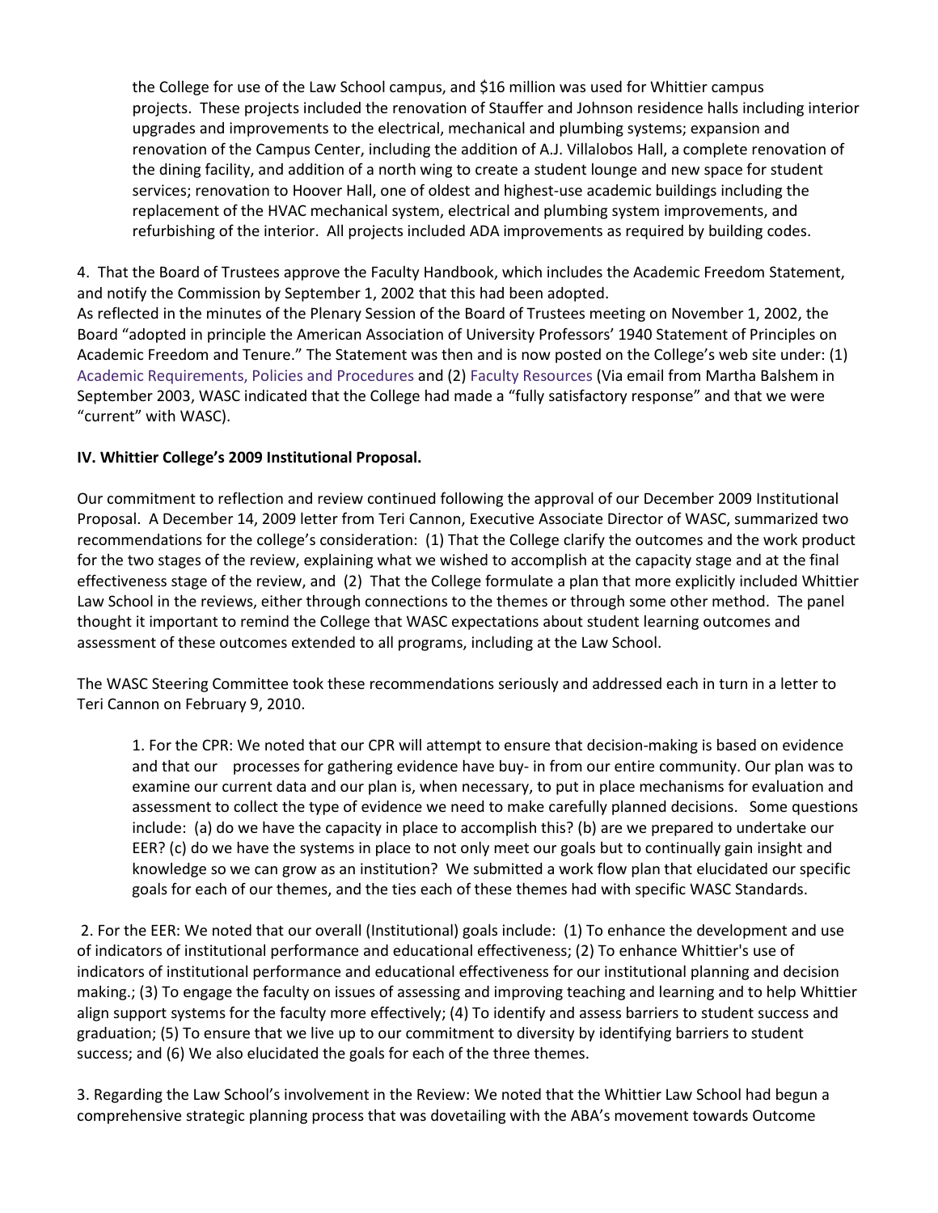the College for use of the Law School campus, and $16 million was used for Whittier campus projects. These projects included the renovation of Stauffer and Johnson residence halls including interior upgrades and improvements to the electrical, mechanical and plumbing systems; expansion and renovation of the Campus Center, including the addition of A.J. Villalobos Hall, a complete renovation of the dining facility, and addition of a north wing to create a student lounge and new space for student services; renovation to Hoover Hall, one of oldest and highest-use academic buildings including the replacement of the HVAC mechanical system, electrical and plumbing system improvements, and refurbishing of the interior. All projects included ADA improvements as required by building codes.

4. That the Board of Trustees approve the Faculty Handbook, which includes the Academic Freedom Statement, and notify the Commission by September 1, 2002 that this had been adopted.
As reflected in the minutes of the Plenary Session of the Board of Trustees meeting on November 1, 2002, the Board "adopted in principle the American Association of University Professors' 1940 Statement of Principles on Academic Freedom and Tenure." The Statement was then and is now posted on the College's web site under: (1) Academic Requirements, Policies and Procedures and (2) Faculty Resources (Via email from Martha Balshem in September 2003, WASC indicated that the College had made a "fully satisfactory response" and that we were "current" with WASC).

**IV. Whittier College's 2009 Institutional Proposal.**

Our commitment to reflection and review continued following the approval of our December 2009 Institutional Proposal. A December 14, 2009 letter from Teri Cannon, Executive Associate Director of WASC, summarized two recommendations for the college's consideration: (1) That the College clarify the outcomes and the work product for the two stages of the review, explaining what we wished to accomplish at the capacity stage and at the final effectiveness stage of the review, and (2) That the College formulate a plan that more explicitly included Whittier Law School in the reviews, either through connections to the themes or through some other method. The panel thought it important to remind the College that WASC expectations about student learning outcomes and assessment of these outcomes extended to all programs, including at the Law School.

The WASC Steering Committee took these recommendations seriously and addressed each in turn in a letter to Teri Cannon on February 9, 2010.

1. For the CPR: We noted that our CPR will attempt to ensure that decision-making is based on evidence and that our processes for gathering evidence have buy- in from our entire community. Our plan was to examine our current data and our plan is, when necessary, to put in place mechanisms for evaluation and assessment to collect the type of evidence we need to make carefully planned decisions. Some questions include: (a) do we have the capacity in place to accomplish this? (b) are we prepared to undertake our EER? (c) do we have the systems in place to not only meet our goals but to continually gain insight and knowledge so we can grow as an institution? We submitted a work flow plan that elucidated our specific goals for each of our themes, and the ties each of these themes had with specific WASC Standards.

2. For the EER: We noted that our overall (Institutional) goals include: (1) To enhance the development and use of indicators of institutional performance and educational effectiveness; (2) To enhance Whittier's use of indicators of institutional performance and educational effectiveness for our institutional planning and decision making.; (3) To engage the faculty on issues of assessing and improving teaching and learning and to help Whittier align support systems for the faculty more effectively; (4) To identify and assess barriers to student success and graduation; (5) To ensure that we live up to our commitment to diversity by identifying barriers to student success; and (6) We also elucidated the goals for each of the three themes.

3. Regarding the Law School's involvement in the Review: We noted that the Whittier Law School had begun a comprehensive strategic planning process that was dovetailing with the ABA's movement towards Outcome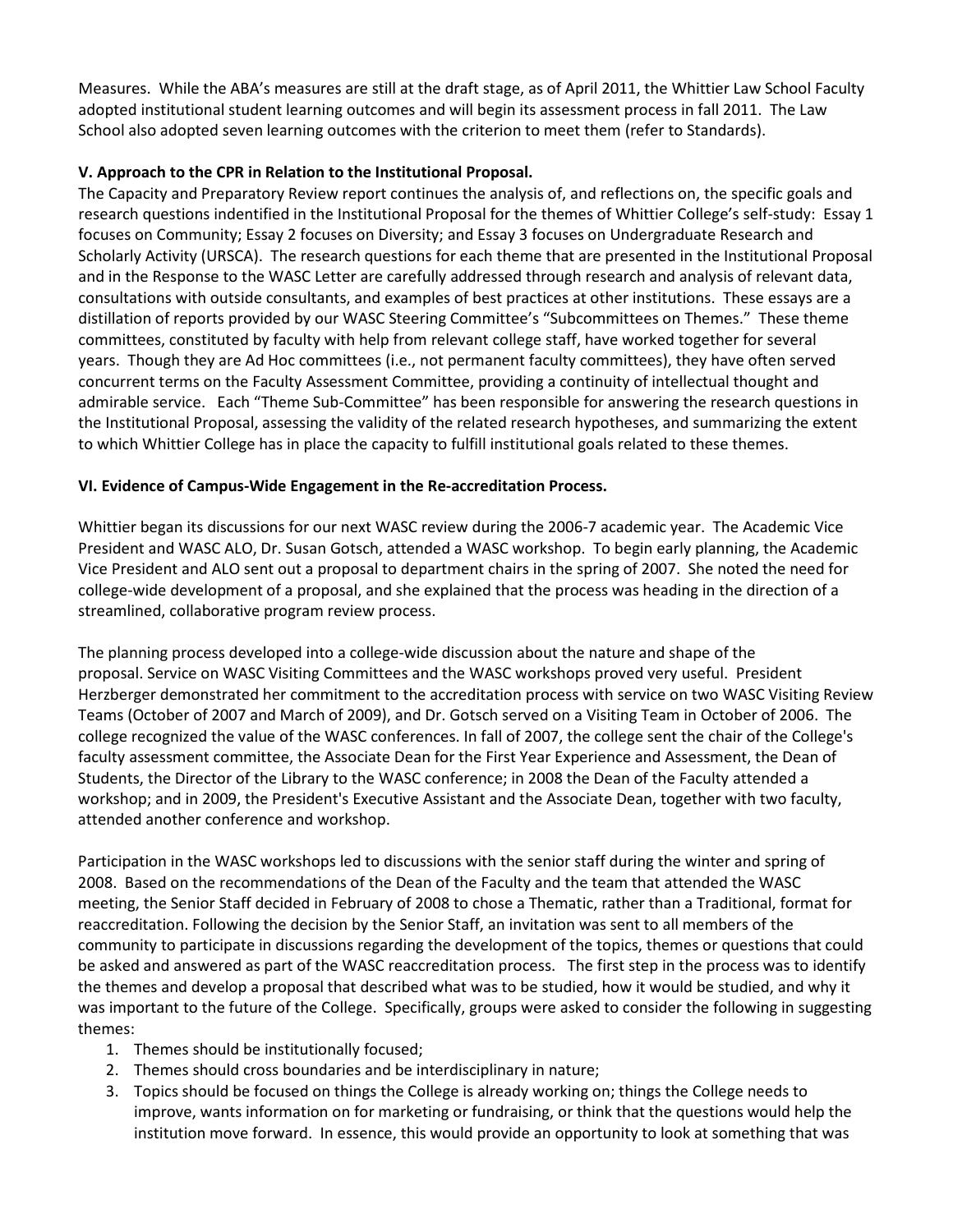Measures. While the ABA's measures are still at the draft stage, as of April 2011, the Whittier Law School Faculty adopted institutional student learning outcomes and will begin its assessment process in fall 2011. The Law School also adopted seven learning outcomes with the criterion to meet them (refer to Standards).

**V. Approach to the CPR in Relation to the Institutional Proposal.**

The Capacity and Preparatory Review report continues the analysis of, and reflections on, the specific goals and research questions indentified in the Institutional Proposal for the themes of Whittier College's self-study: Essay 1 focuses on Community; Essay 2 focuses on Diversity; and Essay 3 focuses on Undergraduate Research and Scholarly Activity (URSCA). The research questions for each theme that are presented in the Institutional Proposal and in the Response to the WASC Letter are carefully addressed through research and analysis of relevant data, consultations with outside consultants, and examples of best practices at other institutions. These essays are a distillation of reports provided by our WASC Steering Committee's "Subcommittees on Themes." These theme committees, constituted by faculty with help from relevant college staff, have worked together for several years. Though they are Ad Hoc committees (i.e., not permanent faculty committees), they have often served concurrent terms on the Faculty Assessment Committee, providing a continuity of intellectual thought and admirable service. Each "Theme Sub-Committee" has been responsible for answering the research questions in the Institutional Proposal, assessing the validity of the related research hypotheses, and summarizing the extent to which Whittier College has in place the capacity to fulfill institutional goals related to these themes.

**VI. Evidence of Campus-Wide Engagement in the Re-accreditation Process.**

Whittier began its discussions for our next WASC review during the 2006-7 academic year. The Academic Vice President and WASC ALO, Dr. Susan Gotsch, attended a WASC workshop. To begin early planning, the Academic Vice President and ALO sent out a proposal to department chairs in the spring of 2007. She noted the need for college-wide development of a proposal, and she explained that the process was heading in the direction of a streamlined, collaborative program review process.

The planning process developed into a college-wide discussion about the nature and shape of the proposal. Service on WASC Visiting Committees and the WASC workshops proved very useful. President Herzberger demonstrated her commitment to the accreditation process with service on two WASC Visiting Review Teams (October of 2007 and March of 2009), and Dr. Gotsch served on a Visiting Team in October of 2006. The college recognized the value of the WASC conferences. In fall of 2007, the college sent the chair of the College's faculty assessment committee, the Associate Dean for the First Year Experience and Assessment, the Dean of Students, the Director of the Library to the WASC conference; in 2008 the Dean of the Faculty attended a workshop; and in 2009, the President's Executive Assistant and the Associate Dean, together with two faculty, attended another conference and workshop.

Participation in the WASC workshops led to discussions with the senior staff during the winter and spring of 2008. Based on the recommendations of the Dean of the Faculty and the team that attended the WASC meeting, the Senior Staff decided in February of 2008 to chose a Thematic, rather than a Traditional, format for reaccreditation. Following the decision by the Senior Staff, an invitation was sent to all members of the community to participate in discussions regarding the development of the topics, themes or questions that could be asked and answered as part of the WASC reaccreditation process. The first step in the process was to identify the themes and develop a proposal that described what was to be studied, how it would be studied, and why it was important to the future of the College. Specifically, groups were asked to consider the following in suggesting themes:

1. Themes should be institutionally focused;
2. Themes should cross boundaries and be interdisciplinary in nature;
3. Topics should be focused on things the College is already working on; things the College needs to improve, wants information on for marketing or fundraising, or think that the questions would help the institution move forward. In essence, this would provide an opportunity to look at something that was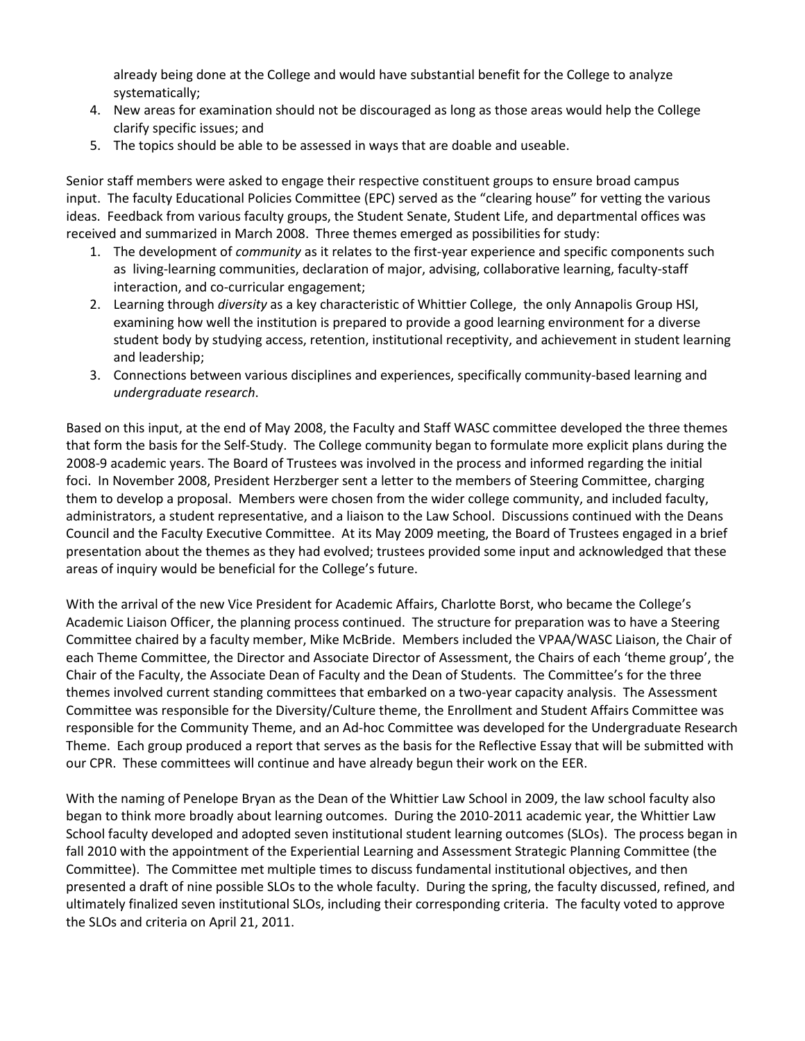already being done at the College and would have substantial benefit for the College to analyze systematically;

4. New areas for examination should not be discouraged as long as those areas would help the College clarify specific issues; and
5. The topics should be able to be assessed in ways that are doable and useable.

Senior staff members were asked to engage their respective constituent groups to ensure broad campus input. The faculty Educational Policies Committee (EPC) served as the "clearing house" for vetting the various ideas. Feedback from various faculty groups, the Student Senate, Student Life, and departmental offices was received and summarized in March 2008. Three themes emerged as possibilities for study:

1. The development of *community* as it relates to the first-year experience and specific components such as living-learning communities, declaration of major, advising, collaborative learning, faculty-staff interaction, and co-curricular engagement;
2. Learning through *diversity* as a key characteristic of Whittier College, the only Annapolis Group HSI, examining how well the institution is prepared to provide a good learning environment for a diverse student body by studying access, retention, institutional receptivity, and achievement in student learning and leadership;
3. Connections between various disciplines and experiences, specifically community-based learning and *undergraduate research*.

Based on this input, at the end of May 2008, the Faculty and Staff WASC committee developed the three themes that form the basis for the Self-Study. The College community began to formulate more explicit plans during the 2008-9 academic years. The Board of Trustees was involved in the process and informed regarding the initial foci. In November 2008, President Herzberger sent a letter to the members of Steering Committee, charging them to develop a proposal. Members were chosen from the wider college community, and included faculty, administrators, a student representative, and a liaison to the Law School. Discussions continued with the Deans Council and the Faculty Executive Committee. At its May 2009 meeting, the Board of Trustees engaged in a brief presentation about the themes as they had evolved; trustees provided some input and acknowledged that these areas of inquiry would be beneficial for the College's future.

With the arrival of the new Vice President for Academic Affairs, Charlotte Borst, who became the College's Academic Liaison Officer, the planning process continued. The structure for preparation was to have a Steering Committee chaired by a faculty member, Mike McBride. Members included the VPAA/WASC Liaison, the Chair of each Theme Committee, the Director and Associate Director of Assessment, the Chairs of each 'theme group', the Chair of the Faculty, the Associate Dean of Faculty and the Dean of Students. The Committee's for the three themes involved current standing committees that embarked on a two-year capacity analysis. The Assessment Committee was responsible for the Diversity/Culture theme, the Enrollment and Student Affairs Committee was responsible for the Community Theme, and an Ad-hoc Committee was developed for the Undergraduate Research Theme. Each group produced a report that serves as the basis for the Reflective Essay that will be submitted with our CPR. These committees will continue and have already begun their work on the EER.

With the naming of Penelope Bryan as the Dean of the Whittier Law School in 2009, the law school faculty also began to think more broadly about learning outcomes. During the 2010-2011 academic year, the Whittier Law School faculty developed and adopted seven institutional student learning outcomes (SLOs). The process began in fall 2010 with the appointment of the Experiential Learning and Assessment Strategic Planning Committee (the Committee). The Committee met multiple times to discuss fundamental institutional objectives, and then presented a draft of nine possible SLOs to the whole faculty. During the spring, the faculty discussed, refined, and ultimately finalized seven institutional SLOs, including their corresponding criteria. The faculty voted to approve the SLOs and criteria on April 21, 2011.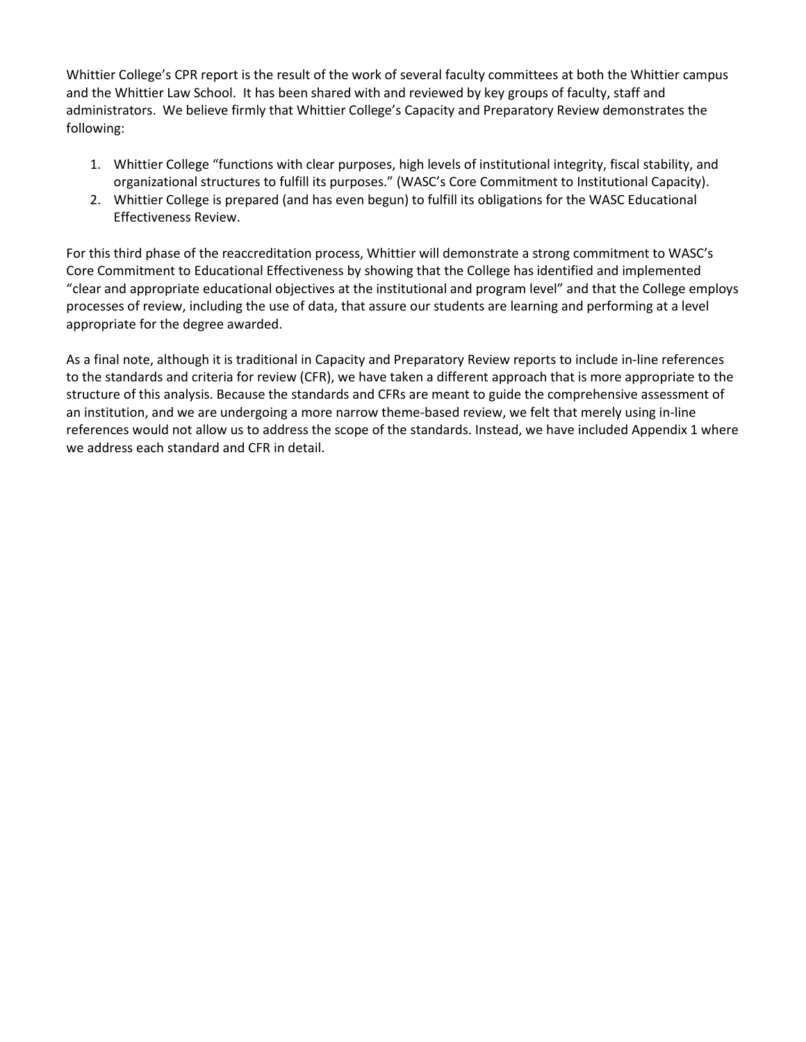Whittier College's CPR report is the result of the work of several faculty committees at both the Whittier campus and the Whittier Law School. It has been shared with and reviewed by key groups of faculty, staff and administrators. We believe firmly that Whittier College's Capacity and Preparatory Review demonstrates the following:

1. Whittier College "functions with clear purposes, high levels of institutional integrity, fiscal stability, and organizational structures to fulfill its purposes." (WASC's Core Commitment to Institutional Capacity).
2. Whittier College is prepared (and has even begun) to fulfill its obligations for the WASC Educational Effectiveness Review.

For this third phase of the reaccreditation process, Whittier will demonstrate a strong commitment to WASC's Core Commitment to Educational Effectiveness by showing that the College has identified and implemented "clear and appropriate educational objectives at the institutional and program level" and that the College employs processes of review, including the use of data, that assure our students are learning and performing at a level appropriate for the degree awarded.

As a final note, although it is traditional in Capacity and Preparatory Review reports to include in-line references to the standards and criteria for review (CFR), we have taken a different approach that is more appropriate to the structure of this analysis. Because the standards and CFRs are meant to guide the comprehensive assessment of an institution, and we are undergoing a more narrow theme-based review, we felt that merely using in-line references would not allow us to address the scope of the standards. Instead, we have included Appendix 1 where we address each standard and CFR in detail.